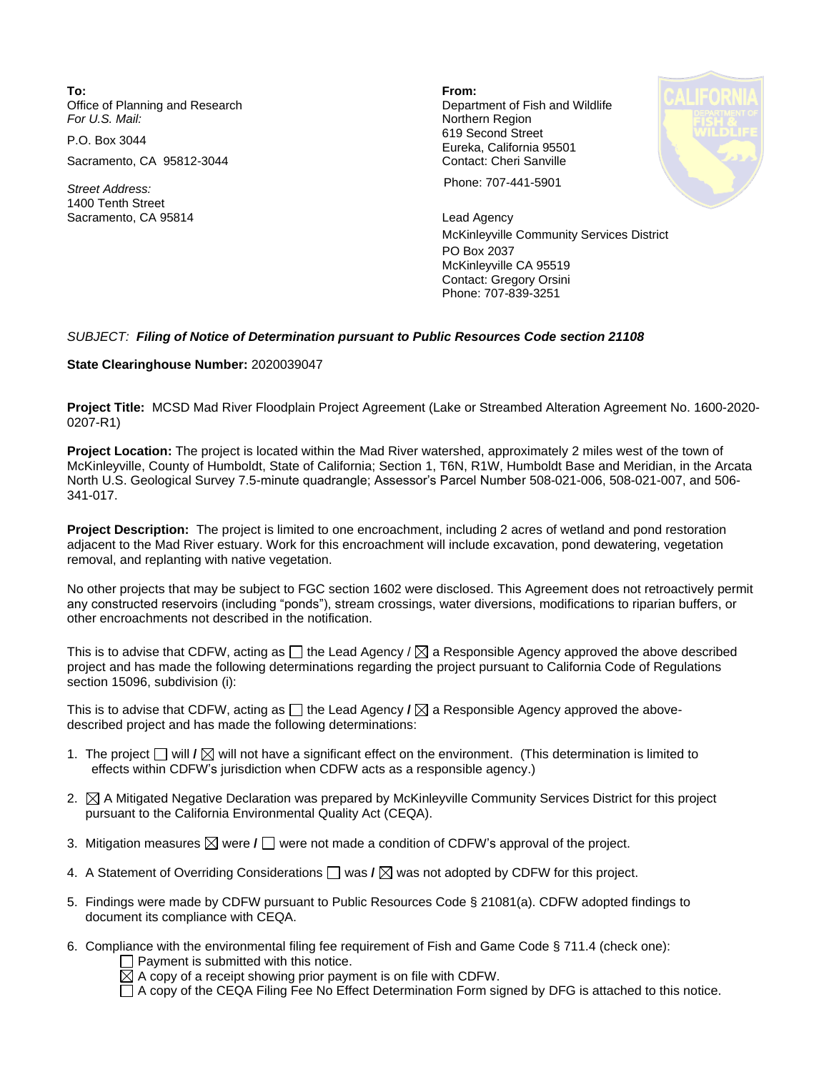**To:**
Office of Planning and Research
*For U.S. Mail:*

P.O. Box 3044

Sacramento, CA 95812-3044

*Street Address:*
1400 Tenth Street
Sacramento, CA 95814

**From:**
Department of Fish and Wildlife
Northern Region
619 Second Street
Eureka, California 95501
Contact: Cheri Sanville

Phone: 707-441-5901

Lead Agency
McKinleyville Community Services District
PO Box 2037
McKinleyville CA 95519
Contact: Gregory Orsini
Phone: 707-839-3251

SUBJECT: ***Filing of Notice of Determination pursuant to Public Resources Code section 21108***

**State Clearinghouse Number:** 2020039047

**Project Title:** MCSD Mad River Floodplain Project Agreement (Lake or Streambed Alteration Agreement No. 1600-2020-0207-R1)

**Project Location:** The project is located within the Mad River watershed, approximately 2 miles west of the town of McKinleyville, County of Humboldt, State of California; Section 1, T6N, R1W, Humboldt Base and Meridian, in the Arcata North U.S. Geological Survey 7.5-minute quadrangle; Assessor's Parcel Number 508-021-006, 508-021-007, and 506-341-017.

**Project Description:** The project is limited to one encroachment, including 2 acres of wetland and pond restoration adjacent to the Mad River estuary. Work for this encroachment will include excavation, pond dewatering, vegetation removal, and replanting with native vegetation.

No other projects that may be subject to FGC section 1602 were disclosed. This Agreement does not retroactively permit any constructed reservoirs (including "ponds"), stream crossings, water diversions, modifications to riparian buffers, or other encroachments not described in the notification.

This is to advise that CDFW, acting as ☐ the Lead Agency / ☒ a Responsible Agency approved the above described project and has made the following determinations regarding the project pursuant to California Code of Regulations section 15096, subdivision (i):

This is to advise that CDFW, acting as ☐ the Lead Agency **/** ☒ a Responsible Agency approved the above-described project and has made the following determinations:

1. The project ☐ will **/** ☒ will not have a significant effect on the environment. (This determination is limited to effects within CDFW's jurisdiction when CDFW acts as a responsible agency.)
2. ☒ A Mitigated Negative Declaration was prepared by McKinleyville Community Services District for this project pursuant to the California Environmental Quality Act (CEQA).
3. Mitigation measures ☒ were **/** ☐ were not made a condition of CDFW's approval of the project.
4. A Statement of Overriding Considerations ☐ was **/** ☒ was not adopted by CDFW for this project.
5. Findings were made by CDFW pursuant to Public Resources Code § 21081(a). CDFW adopted findings to document its compliance with CEQA.
6. Compliance with the environmental filing fee requirement of Fish and Game Code § 711.4 (check one):
   - ☐ Payment is submitted with this notice.
   - ☒ A copy of a receipt showing prior payment is on file with CDFW.
   - ☐ A copy of the CEQA Filing Fee No Effect Determination Form signed by DFG is attached to this notice.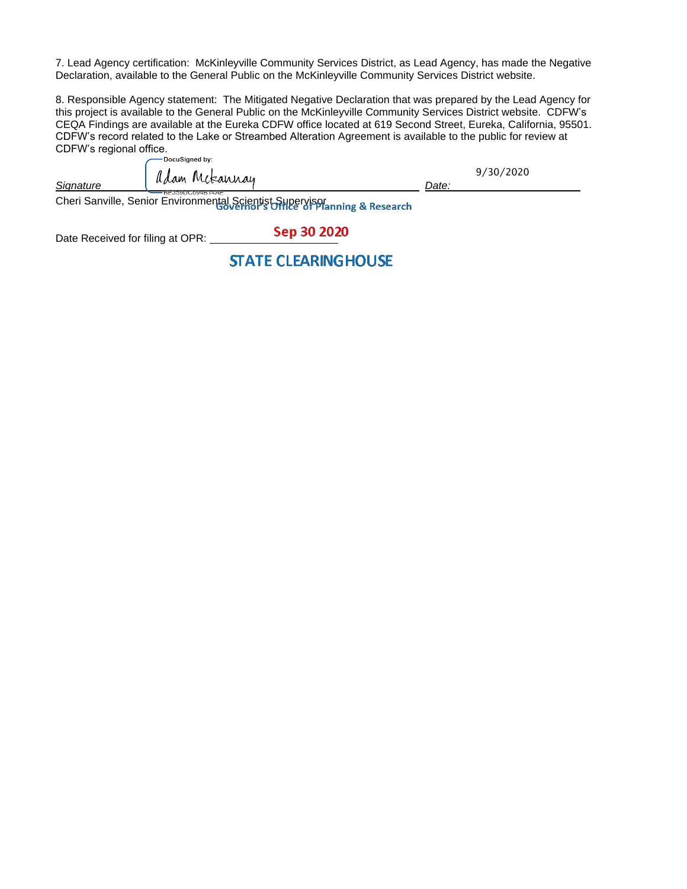7. Lead Agency certification: McKinleyville Community Services District, as Lead Agency, has made the Negative Declaration, available to the General Public on the McKinleyville Community Services District website.

8. Responsible Agency statement: The Mitigated Negative Declaration that was prepared by the Lead Agency for this project is available to the General Public on the McKinleyville Community Services District website. CDFW's CEQA Findings are available at the Eureka CDFW office located at 619 Second Street, Eureka, California, 95501. CDFW's record related to the Lake or Streambed Alteration Agreement is available to the public for review at CDFW's regional office.

DocuSigned by:

*Signature* Adam McKannay BE359DC694B14AE *Date:* 9/30/2020

Cheri Sanville, Senior Environmental Scientist Supervisor

Governor's Office of Planning & Research

Date Received for filing at OPR: Sep 30 2020

STATE CLEARINGHOUSE